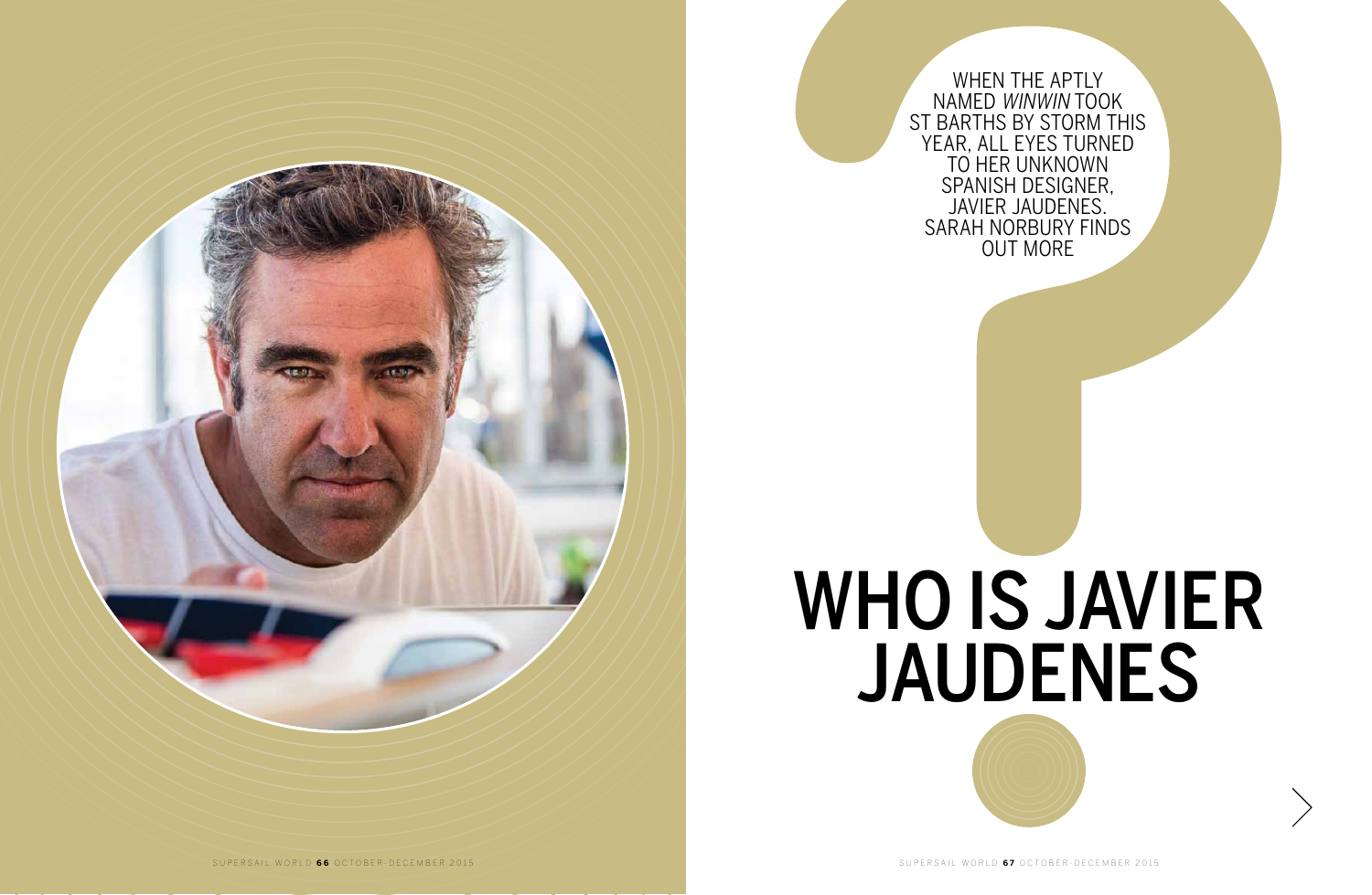# WHO IS JAVIER JAUDENES

WHEN THE APTLY NAMED *WINWIN* TOOK ST BARTHS BY STORM THIS YEAR, ALL EYES TURNED TO HER UNKNOWN SPANISH DESIGNER, JAVIER JAUDENES. SARAH NORBURY FINDS OUT MORE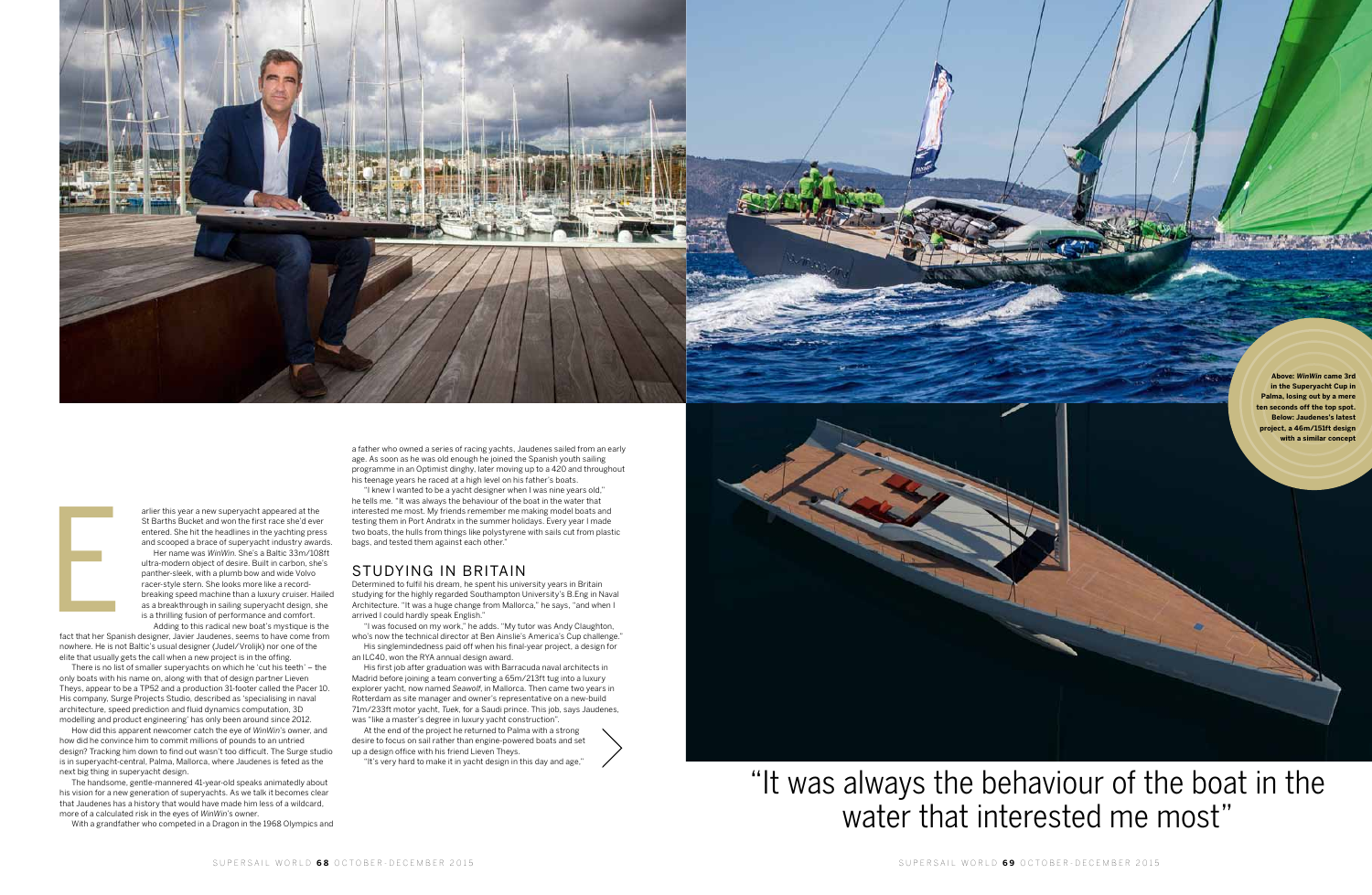Earlier this year a new superyacht appeared at the St Barths Bucket and won the first race she'd ever entered. She hit the headlines in the yachting press and scooped a brace of superyacht industry awards.

Her name was *WinWin*. She's a Baltic 33m/108ft ultra-modern object of desire. Built in carbon, she's panther-sleek, with a plumb bow and wide Volvo racer-style stern. She looks more like a record-breaking speed machine than a luxury cruiser. Hailed as a breakthrough in sailing superyacht design, she is a thrilling fusion of performance and comfort.

Adding to this radical new boat's mystique is the fact that her Spanish designer, Javier Jaudenes, seems to have come from nowhere. He is not Baltic's usual designer (Judel/Vrolijk) nor one of the elite that usually gets the call when a new project is in the offing.

There is no list of smaller superyachts on which he 'cut his teeth' – the only boats with his name on, along with that of design partner Lieven Theys, appear to be a TP52 and a production 31-footer called the Pacer 10. His company, Surge Projects Studio, described as 'specialising in naval architecture, speed prediction and fluid dynamics computation, 3D modelling and product engineering' has only been around since 2012.

How did this apparent newcomer catch the eye of *WinWin*'s owner, and how did he convince him to commit millions of pounds to an untried design? Tracking him down to find out wasn't too difficult. The Surge studio is in superyacht-central, Palma, Mallorca, where Jaudenes is feted as the next big thing in superyacht design.

The handsome, gentle-mannered 41-year-old speaks animatedly about his vision for a new generation of superyachts. As we talk it becomes clear that Jaudenes has a history that would have made him less of a wildcard, more of a calculated risk in the eyes of *WinWin*'s owner.

With a grandfather who competed in a Dragon in the 1968 Olympics and a father who owned a series of racing yachts, Jaudenes sailed from an early age. As soon as he was old enough he joined the Spanish youth sailing programme in an Optimist dinghy, later moving up to a 420 and throughout his teenage years he raced at a high level on his father's boats.

"I knew I wanted to be a yacht designer when I was nine years old," he tells me. "It was always the behaviour of the boat in the water that interested me most. My friends remember me making model boats and testing them in Port Andratx in the summer holidays. Every year I made two boats, the hulls from things like polystyrene with sails cut from plastic bags, and tested them against each other."

## STUDYING IN BRITAIN

Determined to fulfil his dream, he spent his university years in Britain studying for the highly regarded Southampton University's B.Eng in Naval Architecture. "It was a huge change from Mallorca," he says, "and when I arrived I could hardly speak English."

"I was focused on my work," he adds. "My tutor was Andy Claughton, who's now the technical director at Ben Ainslie's America's Cup challenge."

His singlemindedness paid off when his final-year project, a design for an ILC40, won the RYA annual design award.

His first job after graduation was with Barracuda naval architects in Madrid before joining a team converting a 65m/213ft tug into a luxury explorer yacht, now named *Seawolf*, in Mallorca. Then came two years in Rotterdam as site manager and owner's representative on a new-build 71m/233ft motor yacht, *Tuek*, for a Saudi prince. This job, says Jaudenes, was "like a master's degree in luxury yacht construction".

At the end of the project he returned to Palma with a strong desire to focus on sail rather than engine-powered boats and set up a design office with his friend Lieven Theys.

"It's very hard to make it in yacht design in this day and age."

**Above: *WinWin* came 3rd in the Superyacht Cup in Palma, losing out by a mere ten seconds off the top spot. Below: Jaudenes's latest project, a 46m/151ft design with a similar concept**

"It was always the behaviour of the boat in the water that interested me most"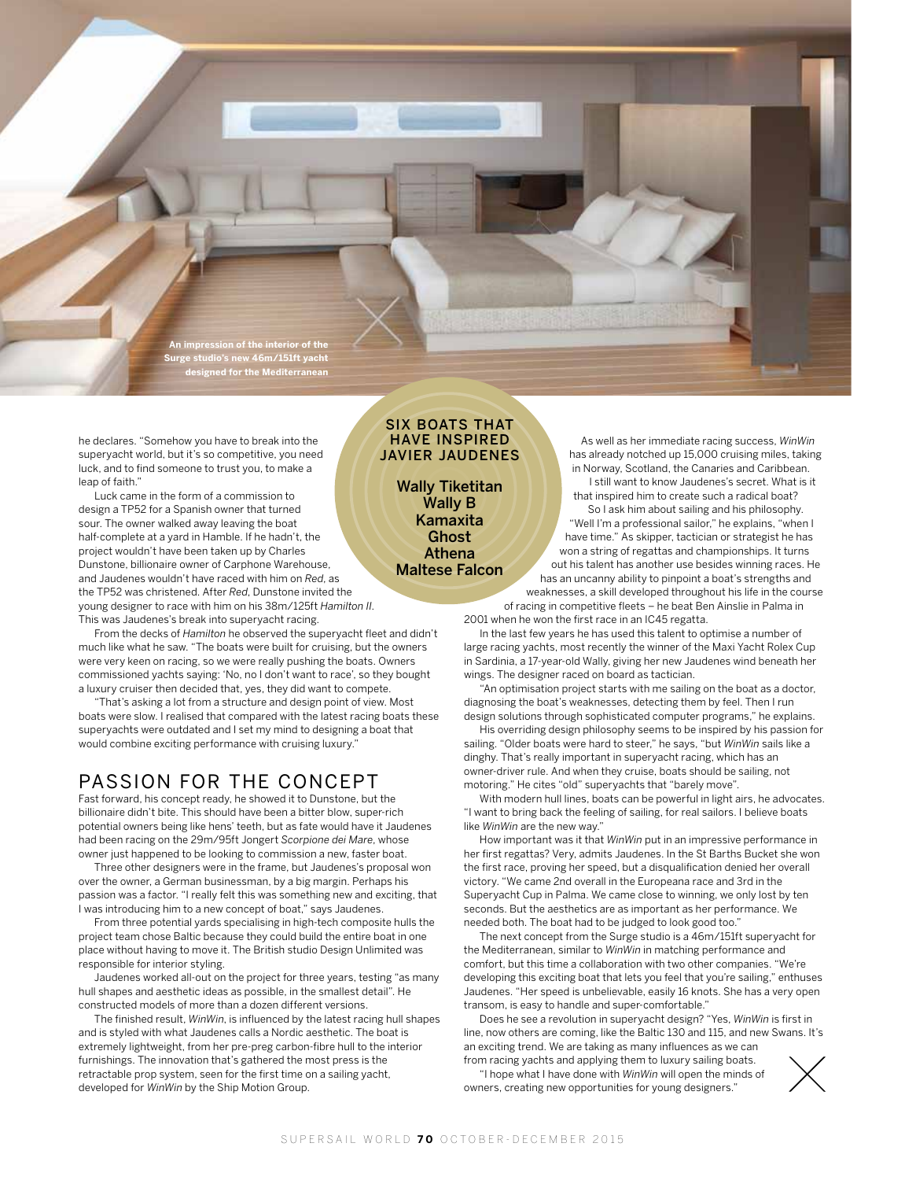An impression of the interior of the Surge studio's new 46m/151ft yacht designed for the Mediterranean

he declares. "Somehow you have to break into the superyacht world, but it's so competitive, you need luck, and to find someone to trust you, to make a leap of faith."

Luck came in the form of a commission to design a TP52 for a Spanish owner that turned sour. The owner walked away leaving the boat half-complete at a yard in Hamble. If he hadn't, the project wouldn't have been taken up by Charles Dunstone, billionaire owner of Carphone Warehouse, and Jaudenes wouldn't have raced with him on *Red*, as the TP52 was christened. After *Red*, Dunstone invited the young designer to race with him on his 38m/125ft *Hamilton II*. This was Jaudenes's break into superyacht racing.

From the decks of *Hamilton* he observed the superyacht fleet and didn't much like what he saw. "The boats were built for cruising, but the owners were very keen on racing, so we were really pushing the boats. Owners commissioned yachts saying: 'No, no I don't want to race', so they bought a luxury cruiser then decided that, yes, they did want to compete.

"That's asking a lot from a structure and design point of view. Most boats were slow. I realised that compared with the latest racing boats these superyachts were outdated and I set my mind to designing a boat that would combine exciting performance with cruising luxury."

## PASSION FOR THE CONCEPT

Fast forward, his concept ready, he showed it to Dunstone, but the billionaire didn't bite. This should have been a bitter blow, super-rich potential owners being like hens' teeth, but as fate would have it Jaudenes had been racing on the 29m/95ft Jongert *Scorpione dei Mare*, whose owner just happened to be looking to commission a new, faster boat.

Three other designers were in the frame, but Jaudenes's proposal won over the owner, a German businessman, by a big margin. Perhaps his passion was a factor. "I really felt this was something new and exciting, that I was introducing him to a new concept of boat," says Jaudenes.

From three potential yards specialising in high-tech composite hulls the project team chose Baltic because they could build the entire boat in one place without having to move it. The British studio Design Unlimited was responsible for interior styling.

Jaudenes worked all-out on the project for three years, testing "as many hull shapes and aesthetic ideas as possible, in the smallest detail". He constructed models of more than a dozen different versions.

The finished result, *WinWin*, is influenced by the latest racing hull shapes and is styled with what Jaudenes calls a Nordic aesthetic. The boat is extremely lightweight, from her pre-preg carbon-fibre hull to the interior furnishings. The innovation that's gathered the most press is the retractable prop system, seen for the first time on a sailing yacht, developed for *WinWin* by the Ship Motion Group.

### SIX BOATS THAT HAVE INSPIRED JAVIER JAUDENES

**Wally Tiketitan**
**Wally B**
**Kamaxita**
**Ghost**
**Athena**
**Maltese Falcon**

As well as her immediate racing success, *WinWin* has already notched up 15,000 cruising miles, taking in Norway, Scotland, the Canaries and Caribbean.

I still want to know Jaudenes's secret. What is it that inspired him to create such a radical boat?

So I ask him about sailing and his philosophy. "Well I'm a professional sailor," he explains, "when I have time." As skipper, tactician or strategist he has won a string of regattas and championships. It turns out his talent has another use besides winning races. He has an uncanny ability to pinpoint a boat's strengths and weaknesses, a skill developed throughout his life in the course of racing in competitive fleets – he beat Ben Ainslie in Palma in 2001 when he won the first race in an IC45 regatta.

In the last few years he has used this talent to optimise a number of large racing yachts, most recently the winner of the Maxi Yacht Rolex Cup in Sardinia, a 17-year-old Wally, giving her new Jaudenes wind beneath her wings. The designer raced on board as tactician.

"An optimisation project starts with me sailing on the boat as a doctor, diagnosing the boat's weaknesses, detecting them by feel. Then I run design solutions through sophisticated computer programs," he explains.

His overriding design philosophy seems to be inspired by his passion for sailing. "Older boats were hard to steer," he says, "but *WinWin* sails like a dinghy. That's really important in superyacht racing, which has an owner-driver rule. And when they cruise, boats should be sailing, not motoring." He cites "old" superyachts that "barely move".

With modern hull lines, boats can be powerful in light airs, he advocates. "I want to bring back the feeling of sailing, for real sailors. I believe boats like *WinWin* are the new way."

How important was it that *WinWin* put in an impressive performance in her first regattas? Very, admits Jaudenes. In the St Barths Bucket she won the first race, proving her speed, but a disqualification denied her overall victory. "We came 2nd overall in the Europeana race and 3rd in the Superyacht Cup in Palma. We came close to winning, we only lost by ten seconds. But the aesthetics are as important as her performance. We needed both. The boat had to be judged to look good too."

The next concept from the Surge studio is a 46m/151ft superyacht for the Mediterranean, similar to *WinWin* in matching performance and comfort, but this time a collaboration with two other companies. "We're developing this exciting boat that lets you feel that you're sailing," enthuses Jaudenes. "Her speed is unbelievable, easily 16 knots. She has a very open transom, is easy to handle and super-comfortable."

Does he see a revolution in superyacht design? "Yes, *WinWin* is first in line, now others are coming, like the Baltic 130 and 115, and new Swans. It's an exciting trend. We are taking as many influences as we can from racing yachts and applying them to luxury sailing boats.

"I hope what I have done with *WinWin* will open the minds of owners, creating new opportunities for young designers."